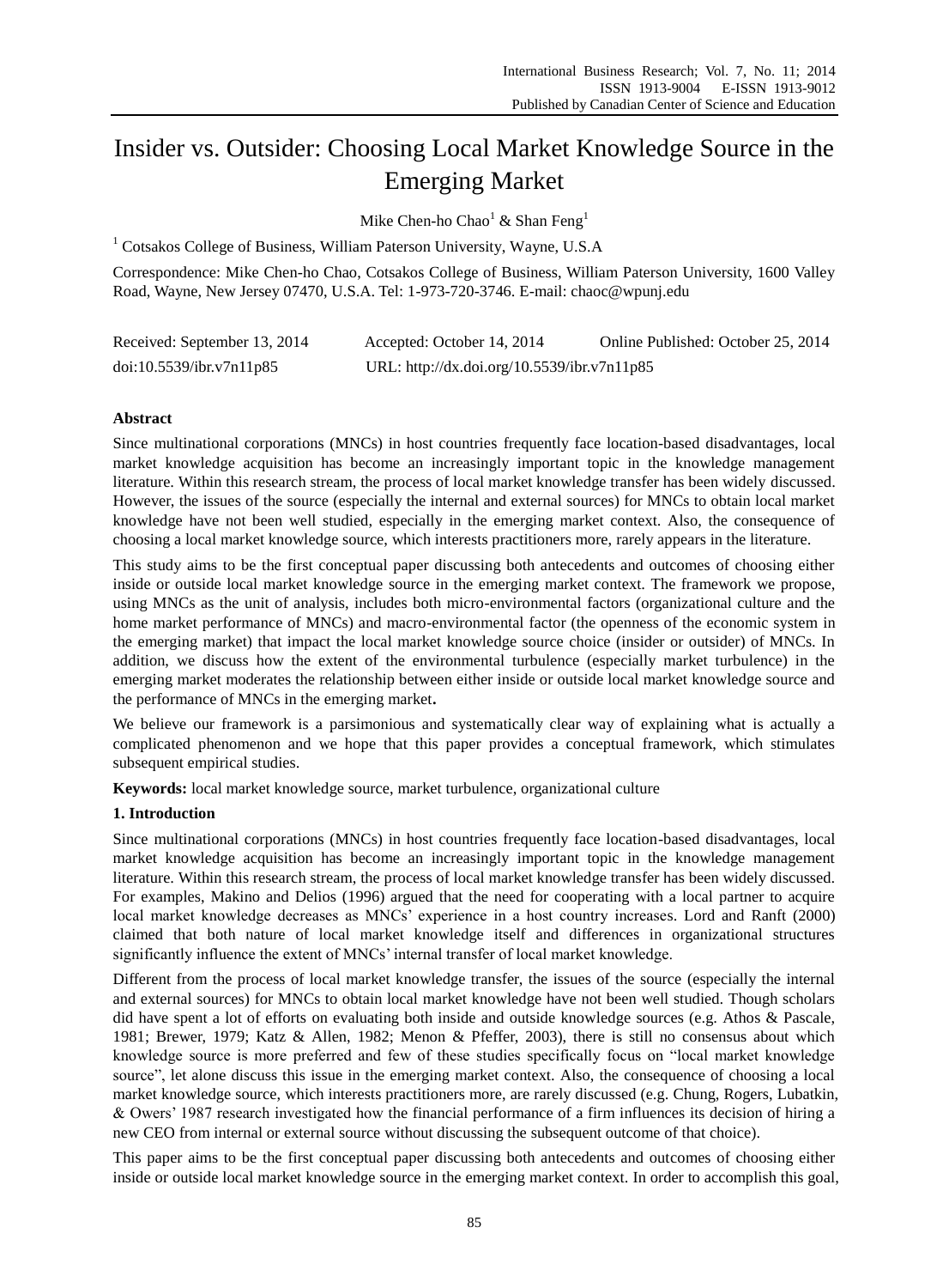# Insider vs. Outsider: Choosing Local Market Knowledge Source in the Emerging Market

Mike Chen-ho Chao[1] & Shan Feng[1]

[1] Cotsakos College of Business, William Paterson University, Wayne, U.S.A

Correspondence: Mike Chen-ho Chao, Cotsakos College of Business, William Paterson University, 1600 Valley Road, Wayne, New Jersey 07470, U.S.A. Tel: 1-973-720-3746. E-mail: chaoc@wpunj.edu

Received: September 13, 2014 Accepted: October 14, 2014 Online Published: October 25, 2014

doi:10.5539/ibr.v7n11p85 URL: http://dx.doi.org/10.5539/ibr.v7n11p85

## Abstract

Since multinational corporations (MNCs) in host countries frequently face location-based disadvantages, local market knowledge acquisition has become an increasingly important topic in the knowledge management literature. Within this research stream, the process of local market knowledge transfer has been widely discussed. However, the issues of the source (especially the internal and external sources) for MNCs to obtain local market knowledge have not been well studied, especially in the emerging market context. Also, the consequence of choosing a local market knowledge source, which interests practitioners more, rarely appears in the literature.

This study aims to be the first conceptual paper discussing both antecedents and outcomes of choosing either inside or outside local market knowledge source in the emerging market context. The framework we propose, using MNCs as the unit of analysis, includes both micro-environmental factors (organizational culture and the home market performance of MNCs) and macro-environmental factor (the openness of the economic system in the emerging market) that impact the local market knowledge source choice (insider or outsider) of MNCs. In addition, we discuss how the extent of the environmental turbulence (especially market turbulence) in the emerging market moderates the relationship between either inside or outside local market knowledge source and the performance of MNCs in the emerging market**.**

We believe our framework is a parsimonious and systematically clear way of explaining what is actually a complicated phenomenon and we hope that this paper provides a conceptual framework, which stimulates subsequent empirical studies.

**Keywords:** local market knowledge source, market turbulence, organizational culture

## 1. Introduction

Since multinational corporations (MNCs) in host countries frequently face location-based disadvantages, local market knowledge acquisition has become an increasingly important topic in the knowledge management literature. Within this research stream, the process of local market knowledge transfer has been widely discussed. For examples, Makino and Delios (1996) argued that the need for cooperating with a local partner to acquire local market knowledge decreases as MNCs' experience in a host country increases. Lord and Ranft (2000) claimed that both nature of local market knowledge itself and differences in organizational structures significantly influence the extent of MNCs' internal transfer of local market knowledge.

Different from the process of local market knowledge transfer, the issues of the source (especially the internal and external sources) for MNCs to obtain local market knowledge have not been well studied. Though scholars did have spent a lot of efforts on evaluating both inside and outside knowledge sources (e.g. Athos & Pascale, 1981; Brewer, 1979; Katz & Allen, 1982; Menon & Pfeffer, 2003), there is still no consensus about which knowledge source is more preferred and few of these studies specifically focus on "local market knowledge source", let alone discuss this issue in the emerging market context. Also, the consequence of choosing a local market knowledge source, which interests practitioners more, are rarely discussed (e.g. Chung, Rogers, Lubatkin, & Owers' 1987 research investigated how the financial performance of a firm influences its decision of hiring a new CEO from internal or external source without discussing the subsequent outcome of that choice).

This paper aims to be the first conceptual paper discussing both antecedents and outcomes of choosing either inside or outside local market knowledge source in the emerging market context. In order to accomplish this goal,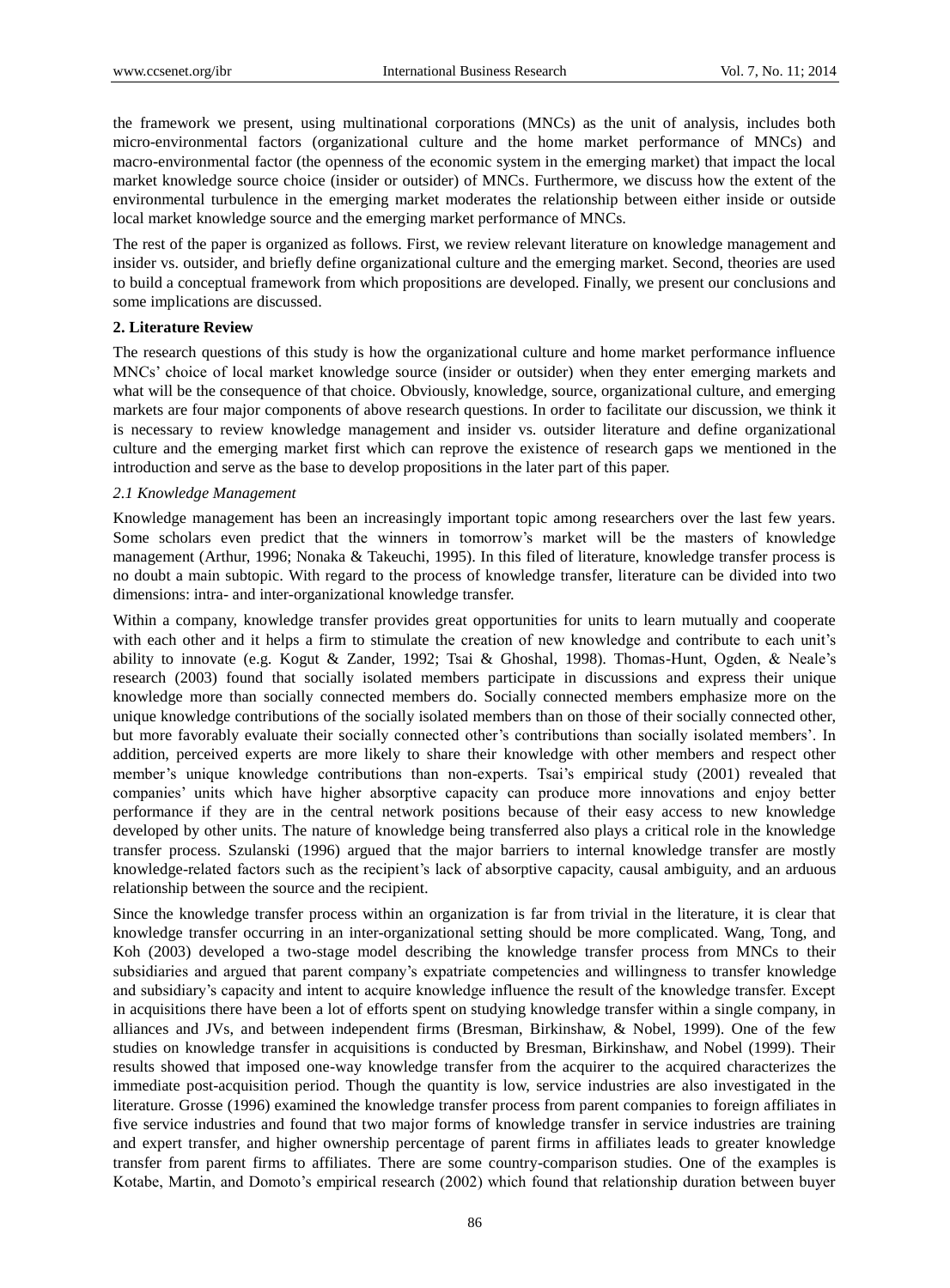the framework we present, using multinational corporations (MNCs) as the unit of analysis, includes both micro-environmental factors (organizational culture and the home market performance of MNCs) and macro-environmental factor (the openness of the economic system in the emerging market) that impact the local market knowledge source choice (insider or outsider) of MNCs. Furthermore, we discuss how the extent of the environmental turbulence in the emerging market moderates the relationship between either inside or outside local market knowledge source and the emerging market performance of MNCs.

The rest of the paper is organized as follows. First, we review relevant literature on knowledge management and insider vs. outsider, and briefly define organizational culture and the emerging market. Second, theories are used to build a conceptual framework from which propositions are developed. Finally, we present our conclusions and some implications are discussed.

## 2. Literature Review

The research questions of this study is how the organizational culture and home market performance influence MNCs' choice of local market knowledge source (insider or outsider) when they enter emerging markets and what will be the consequence of that choice. Obviously, knowledge, source, organizational culture, and emerging markets are four major components of above research questions. In order to facilitate our discussion, we think it is necessary to review knowledge management and insider vs. outsider literature and define organizational culture and the emerging market first which can reprove the existence of research gaps we mentioned in the introduction and serve as the base to develop propositions in the later part of this paper.

### *2.1 Knowledge Management*

Knowledge management has been an increasingly important topic among researchers over the last few years. Some scholars even predict that the winners in tomorrow's market will be the masters of knowledge management (Arthur, 1996; Nonaka & Takeuchi, 1995). In this filed of literature, knowledge transfer process is no doubt a main subtopic. With regard to the process of knowledge transfer, literature can be divided into two dimensions: intra- and inter-organizational knowledge transfer.

Within a company, knowledge transfer provides great opportunities for units to learn mutually and cooperate with each other and it helps a firm to stimulate the creation of new knowledge and contribute to each unit's ability to innovate (e.g. Kogut & Zander, 1992; Tsai & Ghoshal, 1998). Thomas-Hunt, Ogden, & Neale's research (2003) found that socially isolated members participate in discussions and express their unique knowledge more than socially connected members do. Socially connected members emphasize more on the unique knowledge contributions of the socially isolated members than on those of their socially connected other, but more favorably evaluate their socially connected other's contributions than socially isolated members'. In addition, perceived experts are more likely to share their knowledge with other members and respect other member's unique knowledge contributions than non-experts. Tsai's empirical study (2001) revealed that companies' units which have higher absorptive capacity can produce more innovations and enjoy better performance if they are in the central network positions because of their easy access to new knowledge developed by other units. The nature of knowledge being transferred also plays a critical role in the knowledge transfer process. Szulanski (1996) argued that the major barriers to internal knowledge transfer are mostly knowledge-related factors such as the recipient's lack of absorptive capacity, causal ambiguity, and an arduous relationship between the source and the recipient.

Since the knowledge transfer process within an organization is far from trivial in the literature, it is clear that knowledge transfer occurring in an inter-organizational setting should be more complicated. Wang, Tong, and Koh (2003) developed a two-stage model describing the knowledge transfer process from MNCs to their subsidiaries and argued that parent company's expatriate competencies and willingness to transfer knowledge and subsidiary's capacity and intent to acquire knowledge influence the result of the knowledge transfer. Except in acquisitions there have been a lot of efforts spent on studying knowledge transfer within a single company, in alliances and JVs, and between independent firms (Bresman, Birkinshaw, & Nobel, 1999). One of the few studies on knowledge transfer in acquisitions is conducted by Bresman, Birkinshaw, and Nobel (1999). Their results showed that imposed one-way knowledge transfer from the acquirer to the acquired characterizes the immediate post-acquisition period. Though the quantity is low, service industries are also investigated in the literature. Grosse (1996) examined the knowledge transfer process from parent companies to foreign affiliates in five service industries and found that two major forms of knowledge transfer in service industries are training and expert transfer, and higher ownership percentage of parent firms in affiliates leads to greater knowledge transfer from parent firms to affiliates. There are some country-comparison studies. One of the examples is Kotabe, Martin, and Domoto's empirical research (2002) which found that relationship duration between buyer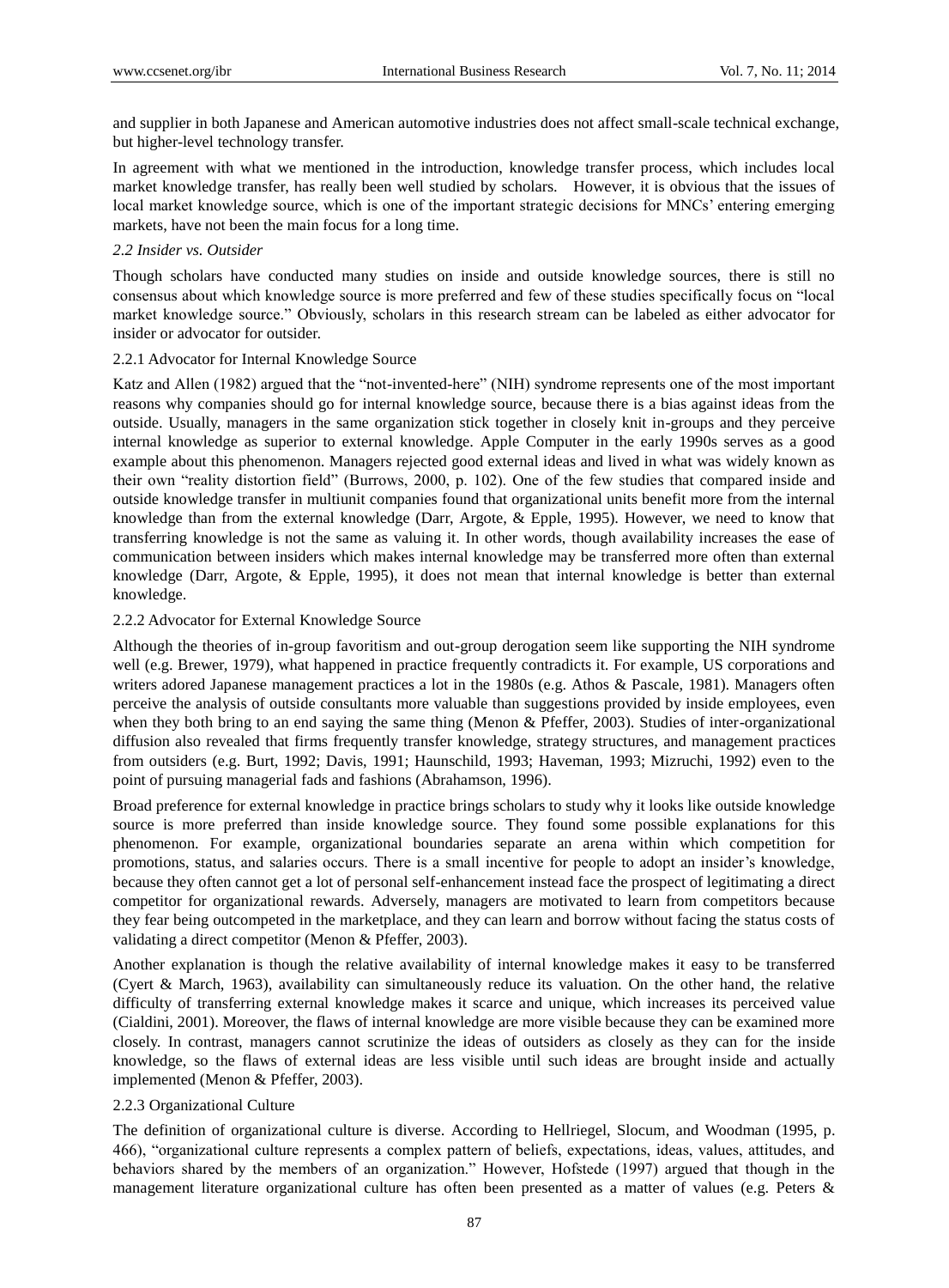and supplier in both Japanese and American automotive industries does not affect small-scale technical exchange, but higher-level technology transfer.

In agreement with what we mentioned in the introduction, knowledge transfer process, which includes local market knowledge transfer, has really been well studied by scholars. However, it is obvious that the issues of local market knowledge source, which is one of the important strategic decisions for MNCs' entering emerging markets, have not been the main focus for a long time.

### *2.2 Insider vs. Outsider*

Though scholars have conducted many studies on inside and outside knowledge sources, there is still no consensus about which knowledge source is more preferred and few of these studies specifically focus on "local market knowledge source." Obviously, scholars in this research stream can be labeled as either advocator for insider or advocator for outsider.

#### 2.2.1 Advocator for Internal Knowledge Source

Katz and Allen (1982) argued that the "not-invented-here" (NIH) syndrome represents one of the most important reasons why companies should go for internal knowledge source, because there is a bias against ideas from the outside. Usually, managers in the same organization stick together in closely knit in-groups and they perceive internal knowledge as superior to external knowledge. Apple Computer in the early 1990s serves as a good example about this phenomenon. Managers rejected good external ideas and lived in what was widely known as their own "reality distortion field" (Burrows, 2000, p. 102). One of the few studies that compared inside and outside knowledge transfer in multiunit companies found that organizational units benefit more from the internal knowledge than from the external knowledge (Darr, Argote, & Epple, 1995). However, we need to know that transferring knowledge is not the same as valuing it. In other words, though availability increases the ease of communication between insiders which makes internal knowledge may be transferred more often than external knowledge (Darr, Argote, & Epple, 1995), it does not mean that internal knowledge is better than external knowledge.

#### 2.2.2 Advocator for External Knowledge Source

Although the theories of in-group favoritism and out-group derogation seem like supporting the NIH syndrome well (e.g. Brewer, 1979), what happened in practice frequently contradicts it. For example, US corporations and writers adored Japanese management practices a lot in the 1980s (e.g. Athos & Pascale, 1981). Managers often perceive the analysis of outside consultants more valuable than suggestions provided by inside employees, even when they both bring to an end saying the same thing (Menon & Pfeffer, 2003). Studies of inter-organizational diffusion also revealed that firms frequently transfer knowledge, strategy structures, and management practices from outsiders (e.g. Burt, 1992; Davis, 1991; Haunschild, 1993; Haveman, 1993; Mizruchi, 1992) even to the point of pursuing managerial fads and fashions (Abrahamson, 1996).

Broad preference for external knowledge in practice brings scholars to study why it looks like outside knowledge source is more preferred than inside knowledge source. They found some possible explanations for this phenomenon. For example, organizational boundaries separate an arena within which competition for promotions, status, and salaries occurs. There is a small incentive for people to adopt an insider's knowledge, because they often cannot get a lot of personal self-enhancement instead face the prospect of legitimating a direct competitor for organizational rewards. Adversely, managers are motivated to learn from competitors because they fear being outcompeted in the marketplace, and they can learn and borrow without facing the status costs of validating a direct competitor (Menon & Pfeffer, 2003).

Another explanation is though the relative availability of internal knowledge makes it easy to be transferred (Cyert & March, 1963), availability can simultaneously reduce its valuation. On the other hand, the relative difficulty of transferring external knowledge makes it scarce and unique, which increases its perceived value (Cialdini, 2001). Moreover, the flaws of internal knowledge are more visible because they can be examined more closely. In contrast, managers cannot scrutinize the ideas of outsiders as closely as they can for the inside knowledge, so the flaws of external ideas are less visible until such ideas are brought inside and actually implemented (Menon & Pfeffer, 2003).

#### 2.2.3 Organizational Culture

The definition of organizational culture is diverse. According to Hellriegel, Slocum, and Woodman (1995, p. 466), "organizational culture represents a complex pattern of beliefs, expectations, ideas, values, attitudes, and behaviors shared by the members of an organization." However, Hofstede (1997) argued that though in the management literature organizational culture has often been presented as a matter of values (e.g. Peters &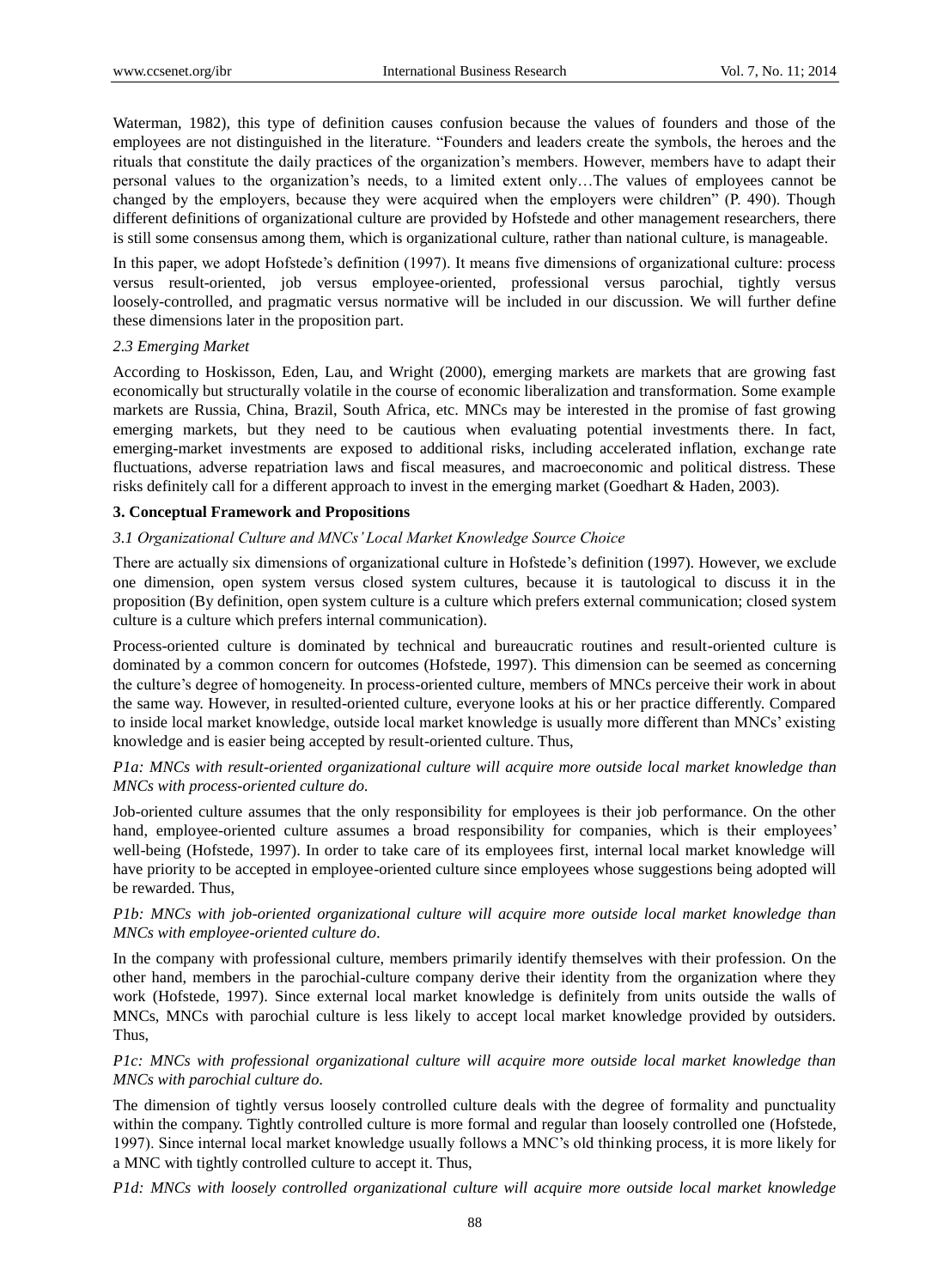Waterman, 1982), this type of definition causes confusion because the values of founders and those of the employees are not distinguished in the literature. "Founders and leaders create the symbols, the heroes and the rituals that constitute the daily practices of the organization's members. However, members have to adapt their personal values to the organization's needs, to a limited extent only…The values of employees cannot be changed by the employers, because they were acquired when the employers were children" (P. 490). Though different definitions of organizational culture are provided by Hofstede and other management researchers, there is still some consensus among them, which is organizational culture, rather than national culture, is manageable.

In this paper, we adopt Hofstede's definition (1997). It means five dimensions of organizational culture: process versus result-oriented, job versus employee-oriented, professional versus parochial, tightly versus loosely-controlled, and pragmatic versus normative will be included in our discussion. We will further define these dimensions later in the proposition part.

### *2.3 Emerging Market*

According to Hoskisson, Eden, Lau, and Wright (2000), emerging markets are markets that are growing fast economically but structurally volatile in the course of economic liberalization and transformation. Some example markets are Russia, China, Brazil, South Africa, etc. MNCs may be interested in the promise of fast growing emerging markets, but they need to be cautious when evaluating potential investments there. In fact, emerging-market investments are exposed to additional risks, including accelerated inflation, exchange rate fluctuations, adverse repatriation laws and fiscal measures, and macroeconomic and political distress. These risks definitely call for a different approach to invest in the emerging market (Goedhart & Haden, 2003).

## **3. Conceptual Framework and Propositions**

### *3.1 Organizational Culture and MNCs' Local Market Knowledge Source Choice*

There are actually six dimensions of organizational culture in Hofstede's definition (1997). However, we exclude one dimension, open system versus closed system cultures, because it is tautological to discuss it in the proposition (By definition, open system culture is a culture which prefers external communication; closed system culture is a culture which prefers internal communication).

Process-oriented culture is dominated by technical and bureaucratic routines and result-oriented culture is dominated by a common concern for outcomes (Hofstede, 1997). This dimension can be seemed as concerning the culture's degree of homogeneity. In process-oriented culture, members of MNCs perceive their work in about the same way. However, in resulted-oriented culture, everyone looks at his or her practice differently. Compared to inside local market knowledge, outside local market knowledge is usually more different than MNCs' existing knowledge and is easier being accepted by result-oriented culture. Thus,

*P1a: MNCs with result-oriented organizational culture will acquire more outside local market knowledge than MNCs with process-oriented culture do.*

Job-oriented culture assumes that the only responsibility for employees is their job performance. On the other hand, employee-oriented culture assumes a broad responsibility for companies, which is their employees' well-being (Hofstede, 1997). In order to take care of its employees first, internal local market knowledge will have priority to be accepted in employee-oriented culture since employees whose suggestions being adopted will be rewarded. Thus,

*P1b: MNCs with job-oriented organizational culture will acquire more outside local market knowledge than MNCs with employee-oriented culture do.*

In the company with professional culture, members primarily identify themselves with their profession. On the other hand, members in the parochial-culture company derive their identity from the organization where they work (Hofstede, 1997). Since external local market knowledge is definitely from units outside the walls of MNCs, MNCs with parochial culture is less likely to accept local market knowledge provided by outsiders. Thus,

*P1c: MNCs with professional organizational culture will acquire more outside local market knowledge than MNCs with parochial culture do.*

The dimension of tightly versus loosely controlled culture deals with the degree of formality and punctuality within the company. Tightly controlled culture is more formal and regular than loosely controlled one (Hofstede, 1997). Since internal local market knowledge usually follows a MNC's old thinking process, it is more likely for a MNC with tightly controlled culture to accept it. Thus,

*P1d: MNCs with loosely controlled organizational culture will acquire more outside local market knowledge*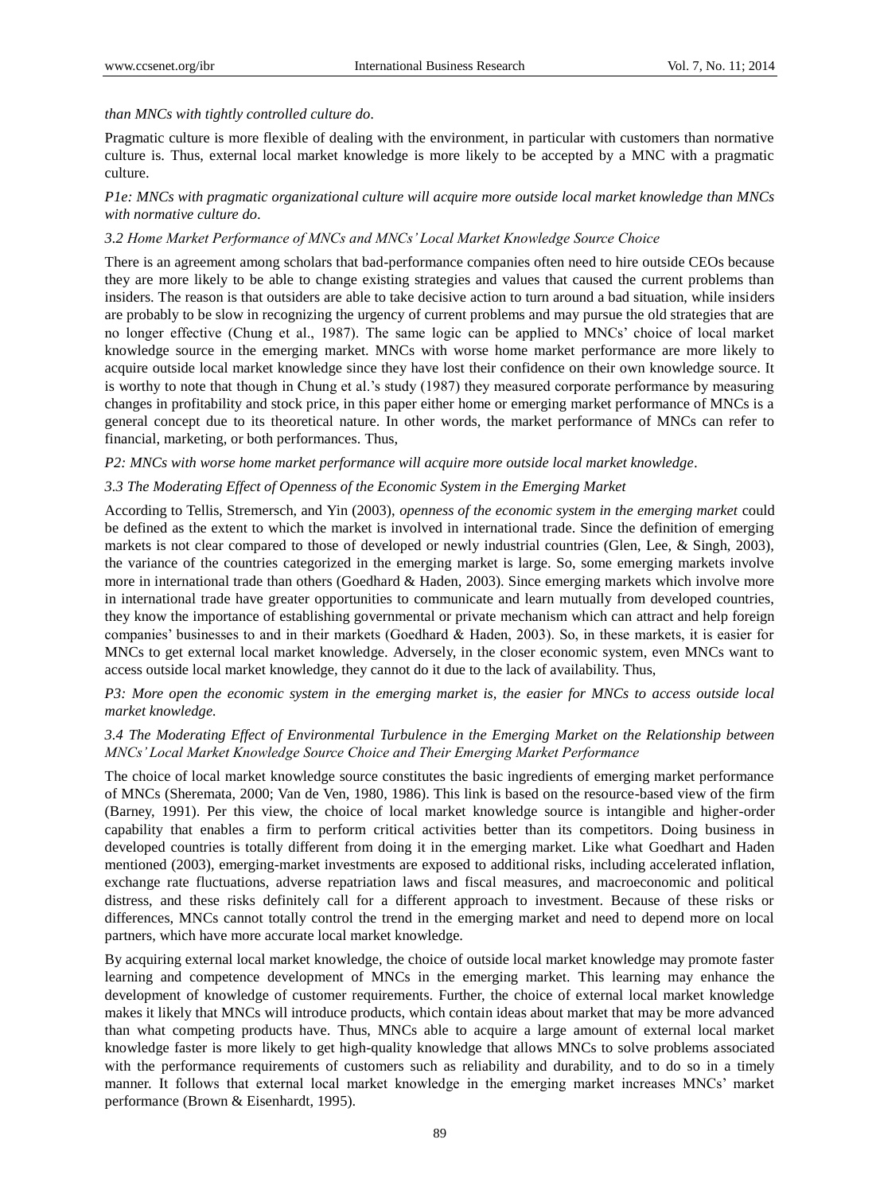*than MNCs with tightly controlled culture do*.

Pragmatic culture is more flexible of dealing with the environment, in particular with customers than normative culture is. Thus, external local market knowledge is more likely to be accepted by a MNC with a pragmatic culture.

*P1e: MNCs with pragmatic organizational culture will acquire more outside local market knowledge than MNCs with normative culture do*.

### *3.2 Home Market Performance of MNCs and MNCs' Local Market Knowledge Source Choice*

There is an agreement among scholars that bad-performance companies often need to hire outside CEOs because they are more likely to be able to change existing strategies and values that caused the current problems than insiders. The reason is that outsiders are able to take decisive action to turn around a bad situation, while insiders are probably to be slow in recognizing the urgency of current problems and may pursue the old strategies that are no longer effective (Chung et al., 1987). The same logic can be applied to MNCs' choice of local market knowledge source in the emerging market. MNCs with worse home market performance are more likely to acquire outside local market knowledge since they have lost their confidence on their own knowledge source. It is worthy to note that though in Chung et al.'s study (1987) they measured corporate performance by measuring changes in profitability and stock price, in this paper either home or emerging market performance of MNCs is a general concept due to its theoretical nature. In other words, the market performance of MNCs can refer to financial, marketing, or both performances. Thus,

*P2: MNCs with worse home market performance will acquire more outside local market knowledge*.

### *3.3 The Moderating Effect of Openness of the Economic System in the Emerging Market*

According to Tellis, Stremersch, and Yin (2003), *openness of the economic system in the emerging market* could be defined as the extent to which the market is involved in international trade. Since the definition of emerging markets is not clear compared to those of developed or newly industrial countries (Glen, Lee, & Singh, 2003), the variance of the countries categorized in the emerging market is large. So, some emerging markets involve more in international trade than others (Goedhard & Haden, 2003). Since emerging markets which involve more in international trade have greater opportunities to communicate and learn mutually from developed countries, they know the importance of establishing governmental or private mechanism which can attract and help foreign companies' businesses to and in their markets (Goedhard & Haden, 2003). So, in these markets, it is easier for MNCs to get external local market knowledge. Adversely, in the closer economic system, even MNCs want to access outside local market knowledge, they cannot do it due to the lack of availability. Thus,

*P3: More open the economic system in the emerging market is, the easier for MNCs to access outside local market knowledge.*

### *3.4 The Moderating Effect of Environmental Turbulence in the Emerging Market on the Relationship between MNCs' Local Market Knowledge Source Choice and Their Emerging Market Performance*

The choice of local market knowledge source constitutes the basic ingredients of emerging market performance of MNCs (Sheremata, 2000; Van de Ven, 1980, 1986). This link is based on the resource-based view of the firm (Barney, 1991). Per this view, the choice of local market knowledge source is intangible and higher-order capability that enables a firm to perform critical activities better than its competitors. Doing business in developed countries is totally different from doing it in the emerging market. Like what Goedhart and Haden mentioned (2003), emerging-market investments are exposed to additional risks, including accelerated inflation, exchange rate fluctuations, adverse repatriation laws and fiscal measures, and macroeconomic and political distress, and these risks definitely call for a different approach to investment. Because of these risks or differences, MNCs cannot totally control the trend in the emerging market and need to depend more on local partners, which have more accurate local market knowledge.

By acquiring external local market knowledge, the choice of outside local market knowledge may promote faster learning and competence development of MNCs in the emerging market. This learning may enhance the development of knowledge of customer requirements. Further, the choice of external local market knowledge makes it likely that MNCs will introduce products, which contain ideas about market that may be more advanced than what competing products have. Thus, MNCs able to acquire a large amount of external local market knowledge faster is more likely to get high-quality knowledge that allows MNCs to solve problems associated with the performance requirements of customers such as reliability and durability, and to do so in a timely manner. It follows that external local market knowledge in the emerging market increases MNCs' market performance (Brown & Eisenhardt, 1995).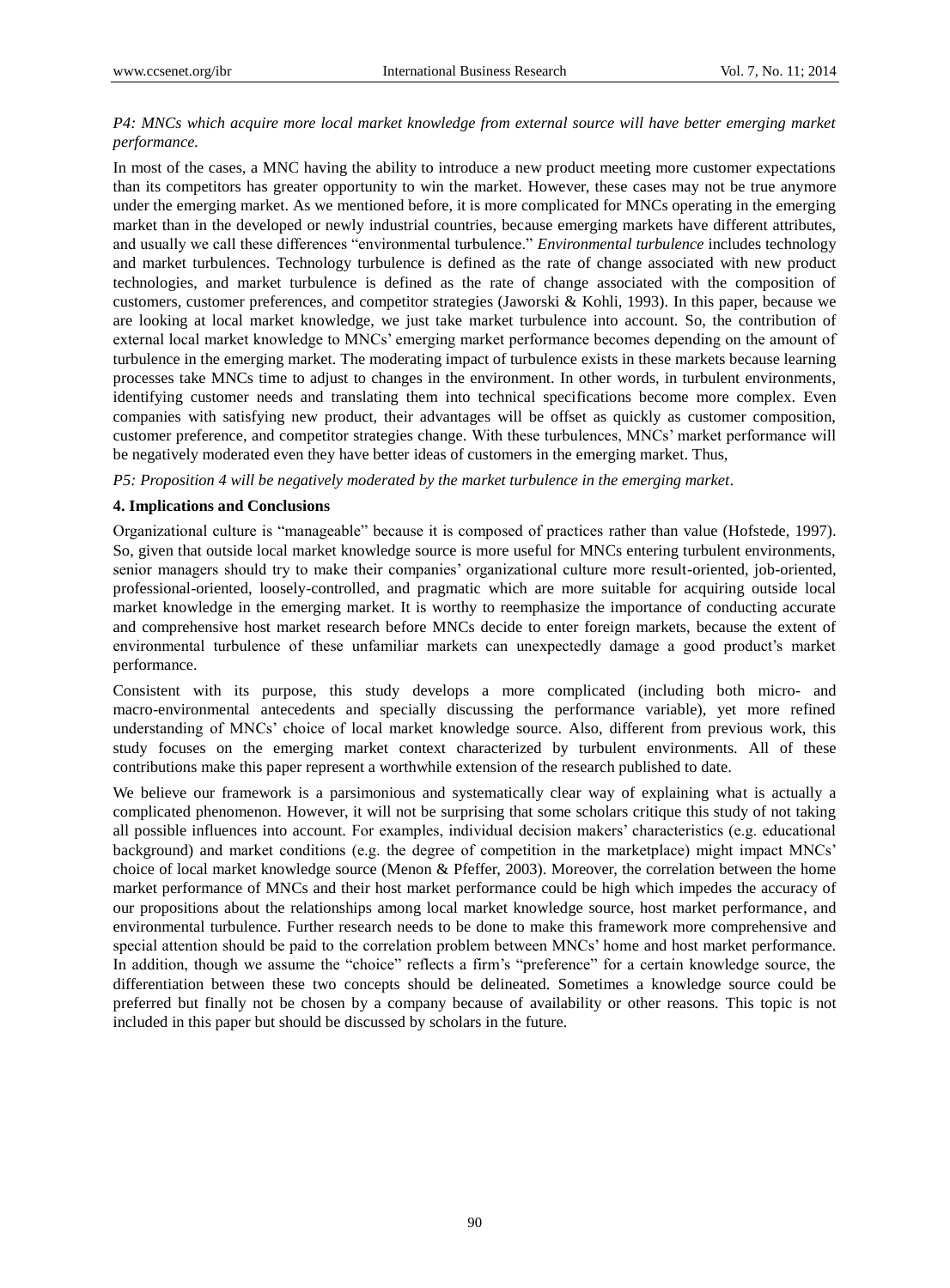*P4: MNCs which acquire more local market knowledge from external source will have better emerging market performance.*

In most of the cases, a MNC having the ability to introduce a new product meeting more customer expectations than its competitors has greater opportunity to win the market. However, these cases may not be true anymore under the emerging market. As we mentioned before, it is more complicated for MNCs operating in the emerging market than in the developed or newly industrial countries, because emerging markets have different attributes, and usually we call these differences "environmental turbulence." *Environmental turbulence* includes technology and market turbulences. Technology turbulence is defined as the rate of change associated with new product technologies, and market turbulence is defined as the rate of change associated with the composition of customers, customer preferences, and competitor strategies (Jaworski & Kohli, 1993). In this paper, because we are looking at local market knowledge, we just take market turbulence into account. So, the contribution of external local market knowledge to MNCs' emerging market performance becomes depending on the amount of turbulence in the emerging market. The moderating impact of turbulence exists in these markets because learning processes take MNCs time to adjust to changes in the environment. In other words, in turbulent environments, identifying customer needs and translating them into technical specifications become more complex. Even companies with satisfying new product, their advantages will be offset as quickly as customer composition, customer preference, and competitor strategies change. With these turbulences, MNCs' market performance will be negatively moderated even they have better ideas of customers in the emerging market. Thus,

*P5: Proposition 4 will be negatively moderated by the market turbulence in the emerging market*.

## 4. Implications and Conclusions

Organizational culture is "manageable" because it is composed of practices rather than value (Hofstede, 1997). So, given that outside local market knowledge source is more useful for MNCs entering turbulent environments, senior managers should try to make their companies' organizational culture more result-oriented, job-oriented, professional-oriented, loosely-controlled, and pragmatic which are more suitable for acquiring outside local market knowledge in the emerging market. It is worthy to reemphasize the importance of conducting accurate and comprehensive host market research before MNCs decide to enter foreign markets, because the extent of environmental turbulence of these unfamiliar markets can unexpectedly damage a good product's market performance.

Consistent with its purpose, this study develops a more complicated (including both micro- and macro-environmental antecedents and specially discussing the performance variable), yet more refined understanding of MNCs' choice of local market knowledge source. Also, different from previous work, this study focuses on the emerging market context characterized by turbulent environments. All of these contributions make this paper represent a worthwhile extension of the research published to date.

We believe our framework is a parsimonious and systematically clear way of explaining what is actually a complicated phenomenon. However, it will not be surprising that some scholars critique this study of not taking all possible influences into account. For examples, individual decision makers' characteristics (e.g. educational background) and market conditions (e.g. the degree of competition in the marketplace) might impact MNCs' choice of local market knowledge source (Menon & Pfeffer, 2003). Moreover, the correlation between the home market performance of MNCs and their host market performance could be high which impedes the accuracy of our propositions about the relationships among local market knowledge source, host market performance, and environmental turbulence. Further research needs to be done to make this framework more comprehensive and special attention should be paid to the correlation problem between MNCs' home and host market performance. In addition, though we assume the "choice" reflects a firm's "preference" for a certain knowledge source, the differentiation between these two concepts should be delineated. Sometimes a knowledge source could be preferred but finally not be chosen by a company because of availability or other reasons. This topic is not included in this paper but should be discussed by scholars in the future.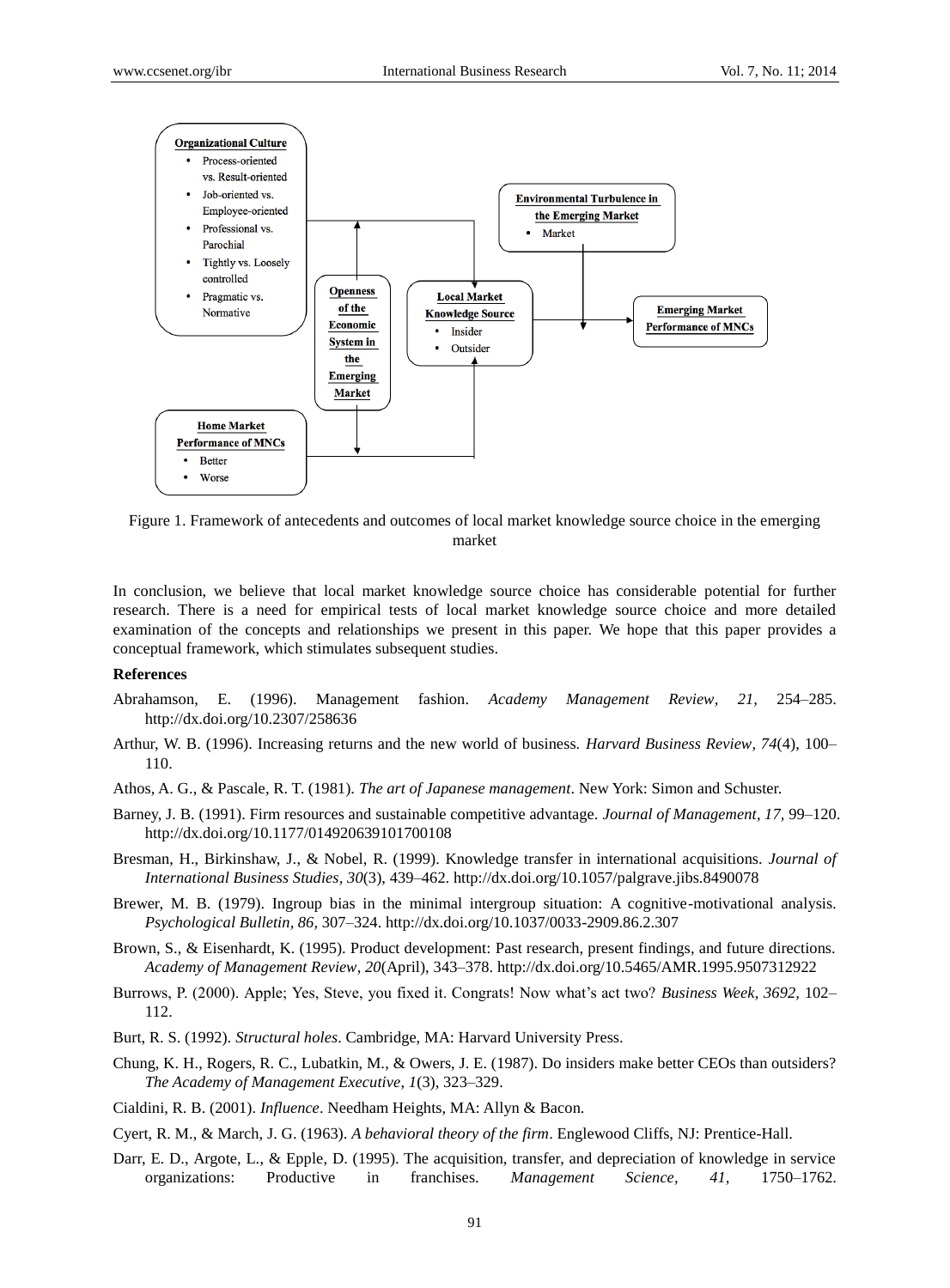Organizational Culture

- Process-oriented vs. Result-oriented
- Job-oriented vs. Employee-oriented
- Professional vs. Parochial
- Tightly vs. Loosely controlled
- Pragmatic vs. Normative

Openness of the Economic System in the Emerging Market

Local Market Knowledge Source

- Insider
- Outsider

Environmental Turbulence in the Emerging Market

- Market

Emerging Market Performance of MNCs

Home Market Performance of MNCs

- Better
- Worse

Figure 1. Framework of antecedents and outcomes of local market knowledge source choice in the emerging market

In conclusion, we believe that local market knowledge source choice has considerable potential for further research. There is a need for empirical tests of local market knowledge source choice and more detailed examination of the concepts and relationships we present in this paper. We hope that this paper provides a conceptual framework, which stimulates subsequent studies.

## References

Abrahamson, E. (1996). Management fashion. *Academy Management Review, 21*, 254–285. http://dx.doi.org/10.2307/258636

Arthur, W. B. (1996). Increasing returns and the new world of business. *Harvard Business Review, 74*(4), 100–110.

Athos, A. G., & Pascale, R. T. (1981). *The art of Japanese management*. New York: Simon and Schuster.

Barney, J. B. (1991). Firm resources and sustainable competitive advantage. *Journal of Management, 17*, 99–120. http://dx.doi.org/10.1177/014920639101700108

Bresman, H., Birkinshaw, J., & Nobel, R. (1999). Knowledge transfer in international acquisitions. *Journal of International Business Studies, 30*(3), 439–462. http://dx.doi.org/10.1057/palgrave.jibs.8490078

Brewer, M. B. (1979). Ingroup bias in the minimal intergroup situation: A cognitive-motivational analysis. *Psychological Bulletin, 86*, 307–324. http://dx.doi.org/10.1037/0033-2909.86.2.307

Brown, S., & Eisenhardt, K. (1995). Product development: Past research, present findings, and future directions. *Academy of Management Review, 20*(April), 343–378. http://dx.doi.org/10.5465/AMR.1995.9507312922

Burrows, P. (2000). Apple; Yes, Steve, you fixed it. Congrats! Now what's act two? *Business Week, 3692*, 102–112.

Burt, R. S. (1992). *Structural holes*. Cambridge, MA: Harvard University Press.

Chung, K. H., Rogers, R. C., Lubatkin, M., & Owers, J. E. (1987). Do insiders make better CEOs than outsiders? *The Academy of Management Executive, 1*(3), 323–329.

Cialdini, R. B. (2001). *Influence*. Needham Heights, MA: Allyn & Bacon.

Cyert, R. M., & March, J. G. (1963). *A behavioral theory of the firm*. Englewood Cliffs, NJ: Prentice-Hall.

Darr, E. D., Argote, L., & Epple, D. (1995). The acquisition, transfer, and depreciation of knowledge in service organizations: Productive in franchises. *Management Science, 41*, 1750–1762.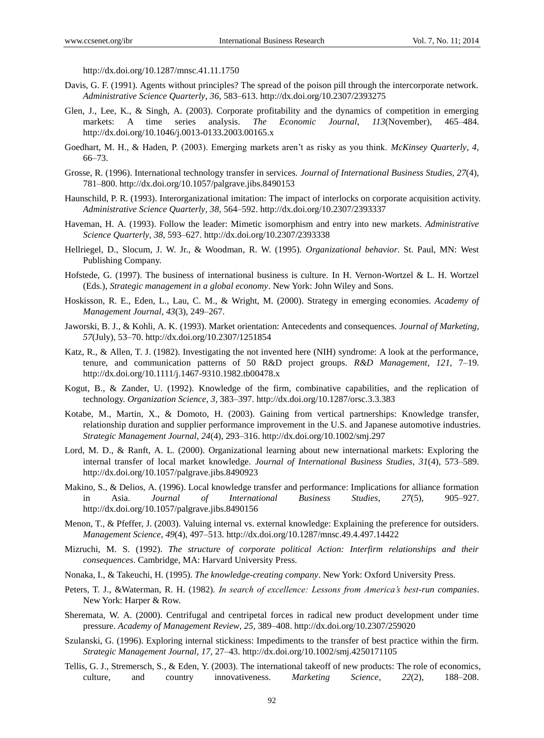http://dx.doi.org/10.1287/mnsc.41.11.1750

Davis, G. F. (1991). Agents without principles? The spread of the poison pill through the intercorporate network. *Administrative Science Quarterly, 36,* 583–613. http://dx.doi.org/10.2307/2393275

Glen, J., Lee, K., & Singh, A. (2003). Corporate profitability and the dynamics of competition in emerging markets: A time series analysis. *The Economic Journal*, *113*(November), 465–484. http://dx.doi.org/10.1046/j.0013-0133.2003.00165.x

Goedhart, M. H., & Haden, P. (2003). Emerging markets aren't as risky as you think. *McKinsey Quarterly*, *4*, 66–73.

Grosse, R. (1996). International technology transfer in services. *Journal of International Business Studies, 27*(4), 781–800. http://dx.doi.org/10.1057/palgrave.jibs.8490153

Haunschild, P. R. (1993). Interorganizational imitation: The impact of interlocks on corporate acquisition activity. *Administrative Science Quarterly, 38,* 564–592. http://dx.doi.org/10.2307/2393337

Haveman, H. A. (1993). Follow the leader: Mimetic isomorphism and entry into new markets. *Administrative Science Quarterly, 38,* 593–627. http://dx.doi.org/10.2307/2393338

Hellriegel, D., Slocum, J. W. Jr., & Woodman, R. W. (1995). *Organizational behavior*. St. Paul, MN: West Publishing Company.

Hofstede, G. (1997). The business of international business is culture. In H. Vernon-Wortzel & L. H. Wortzel (Eds.), *Strategic management in a global economy*. New York: John Wiley and Sons.

Hoskisson, R. E., Eden, L., Lau, C. M., & Wright, M. (2000). Strategy in emerging economies. *Academy of Management Journal*, *43*(3), 249–267.

Jaworski, B. J., & Kohli, A. K. (1993). Market orientation: Antecedents and consequences. *Journal of Marketing*, *57*(July), 53–70. http://dx.doi.org/10.2307/1251854

Katz, R., & Allen, T. J. (1982). Investigating the not invented here (NIH) syndrome: A look at the performance, tenure, and communication patterns of 50 R&D project groups. *R&D Management*, *121,* 7–19. http://dx.doi.org/10.1111/j.1467-9310.1982.tb00478.x

Kogut, B., & Zander, U. (1992). Knowledge of the firm, combinative capabilities, and the replication of technology. *Organization Science, 3,* 383–397. http://dx.doi.org/10.1287/orsc.3.3.383

Kotabe, M., Martin, X., & Domoto, H. (2003). Gaining from vertical partnerships: Knowledge transfer, relationship duration and supplier performance improvement in the U.S. and Japanese automotive industries. *Strategic Management Journal*, *24*(4), 293–316. http://dx.doi.org/10.1002/smj.297

Lord, M. D., & Ranft, A. L. (2000). Organizational learning about new international markets: Exploring the internal transfer of local market knowledge. *Journal of International Business Studies*, *31*(4), 573–589. http://dx.doi.org/10.1057/palgrave.jibs.8490923

Makino, S., & Delios, A. (1996). Local knowledge transfer and performance: Implications for alliance formation in Asia. *Journal of International Business Studies*, *27*(5), 905–927. http://dx.doi.org/10.1057/palgrave.jibs.8490156

Menon, T., & Pfeffer, J. (2003). Valuing internal vs. external knowledge: Explaining the preference for outsiders. *Management Science*, *49*(4), 497–513. http://dx.doi.org/10.1287/mnsc.49.4.497.14422

Mizruchi, M. S. (1992). *The structure of corporate political Action: Interfirm relationships and their consequences*. Cambridge, MA: Harvard University Press.

Nonaka, I., & Takeuchi, H. (1995). *The knowledge-creating company*. New York: Oxford University Press.

Peters, T. J., &Waterman, R. H. (1982). *In search of excellence: Lessons from America's best-run companies*. New York: Harper & Row.

Sheremata, W. A. (2000). Centrifugal and centripetal forces in radical new product development under time pressure. *Academy of Management Review*, *25,* 389–408. http://dx.doi.org/10.2307/259020

Szulanski, G. (1996). Exploring internal stickiness: Impediments to the transfer of best practice within the firm. *Strategic Management Journal*, *17,* 27–43. http://dx.doi.org/10.1002/smj.4250171105

Tellis, G. J., Stremersch, S., & Eden, Y. (2003). The international takeoff of new products: The role of economics, culture, and country innovativeness. *Marketing Science*, *22*(2), 188–208.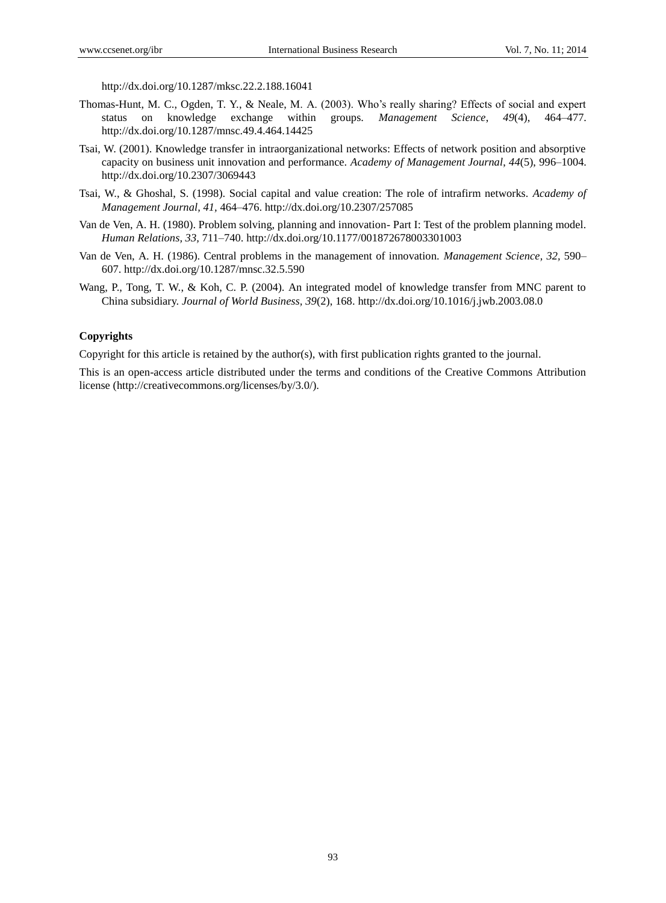http://dx.doi.org/10.1287/mksc.22.2.188.16041

Thomas-Hunt, M. C., Ogden, T. Y., & Neale, M. A. (2003). Who's really sharing? Effects of social and expert status on knowledge exchange within groups. *Management Science*, *49*(4), 464–477. http://dx.doi.org/10.1287/mnsc.49.4.464.14425

Tsai, W. (2001). Knowledge transfer in intraorganizational networks: Effects of network position and absorptive capacity on business unit innovation and performance. *Academy of Management Journal*, *44*(5), 996–1004. http://dx.doi.org/10.2307/3069443

Tsai, W., & Ghoshal, S. (1998). Social capital and value creation: The role of intrafirm networks. *Academy of Management Journal, 41,* 464–476. http://dx.doi.org/10.2307/257085

Van de Ven, A. H. (1980). Problem solving, planning and innovation- Part I: Test of the problem planning model. *Human Relations, 33,* 711–740. http://dx.doi.org/10.1177/001872678003301003

Van de Ven, A. H. (1986). Central problems in the management of innovation. *Management Science, 32,* 590–607. http://dx.doi.org/10.1287/mnsc.32.5.590

Wang, P., Tong, T. W., & Koh, C. P. (2004). An integrated model of knowledge transfer from MNC parent to China subsidiary. *Journal of World Business, 39*(2), 168. http://dx.doi.org/10.1016/j.jwb.2003.08.0

**Copyrights**

Copyright for this article is retained by the author(s), with first publication rights granted to the journal.

This is an open-access article distributed under the terms and conditions of the Creative Commons Attribution license (http://creativecommons.org/licenses/by/3.0/).